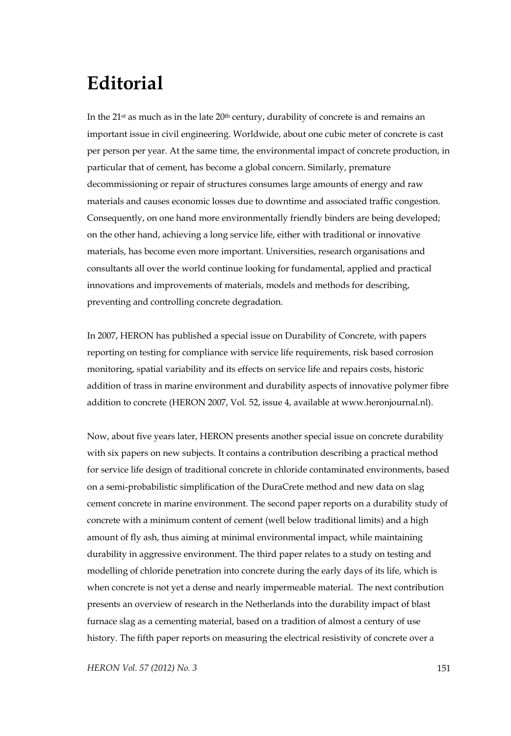# Editorial

In the 21st as much as in the late 20th century, durability of concrete is and remains an important issue in civil engineering. Worldwide, about one cubic meter of concrete is cast per person per year. At the same time, the environmental impact of concrete production, in particular that of cement, has become a global concern. Similarly, premature decommissioning or repair of structures consumes large amounts of energy and raw materials and causes economic losses due to downtime and associated traffic congestion. Consequently, on one hand more environmentally friendly binders are being developed; on the other hand, achieving a long service life, either with traditional or innovative materials, has become even more important. Universities, research organisations and consultants all over the world continue looking for fundamental, applied and practical innovations and improvements of materials, models and methods for describing, preventing and controlling concrete degradation.

In 2007, HERON has published a special issue on Durability of Concrete, with papers reporting on testing for compliance with service life requirements, risk based corrosion monitoring, spatial variability and its effects on service life and repairs costs, historic addition of trass in marine environment and durability aspects of innovative polymer fibre addition to concrete (HERON 2007, Vol. 52, issue 4, available at www.heronjournal.nl).

Now, about five years later, HERON presents another special issue on concrete durability with six papers on new subjects. It contains a contribution describing a practical method for service life design of traditional concrete in chloride contaminated environments, based on a semi-probabilistic simplification of the DuraCrete method and new data on slag cement concrete in marine environment. The second paper reports on a durability study of concrete with a minimum content of cement (well below traditional limits) and a high amount of fly ash, thus aiming at minimal environmental impact, while maintaining durability in aggressive environment. The third paper relates to a study on testing and modelling of chloride penetration into concrete during the early days of its life, which is when concrete is not yet a dense and nearly impermeable material. The next contribution presents an overview of research in the Netherlands into the durability impact of blast furnace slag as a cementing material, based on a tradition of almost a century of use history. The fifth paper reports on measuring the electrical resistivity of concrete over a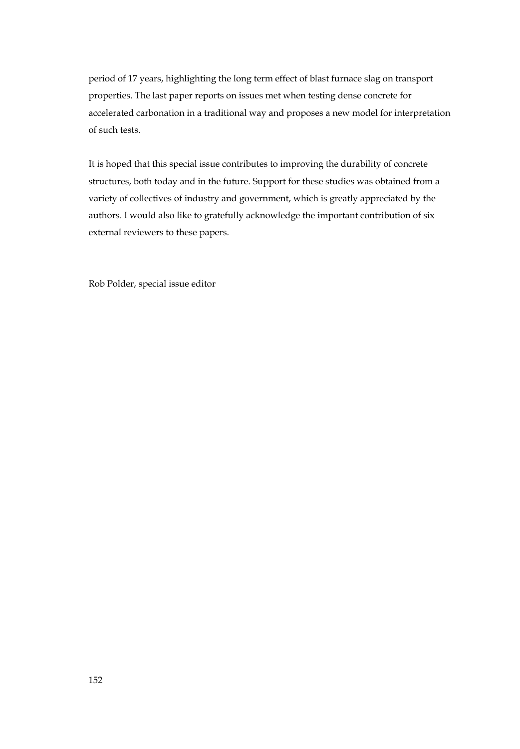period of 17 years, highlighting the long term effect of blast furnace slag on transport properties. The last paper reports on issues met when testing dense concrete for accelerated carbonation in a traditional way and proposes a new model for interpretation of such tests.

It is hoped that this special issue contributes to improving the durability of concrete structures, both today and in the future. Support for these studies was obtained from a variety of collectives of industry and government, which is greatly appreciated by the authors. I would also like to gratefully acknowledge the important contribution of six external reviewers to these papers.

Rob Polder, special issue editor